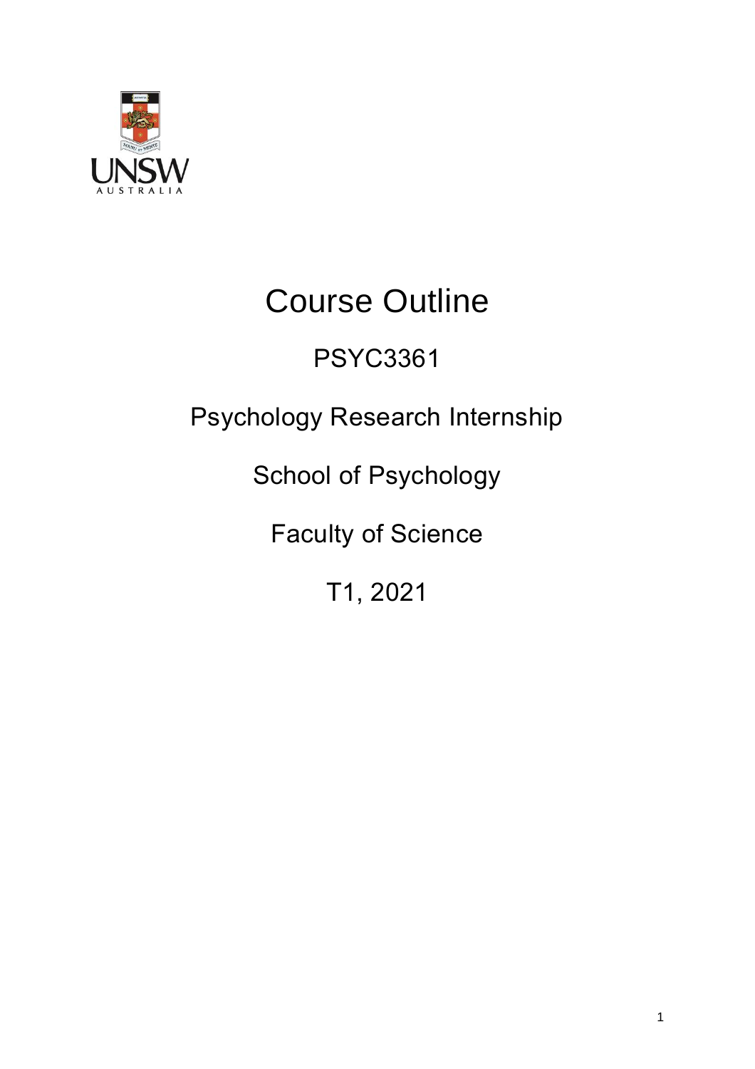# Course Outline

## PSYC3361

## Psychology Research Internship

## School of Psychology

## Faculty of Science

## T1, 2021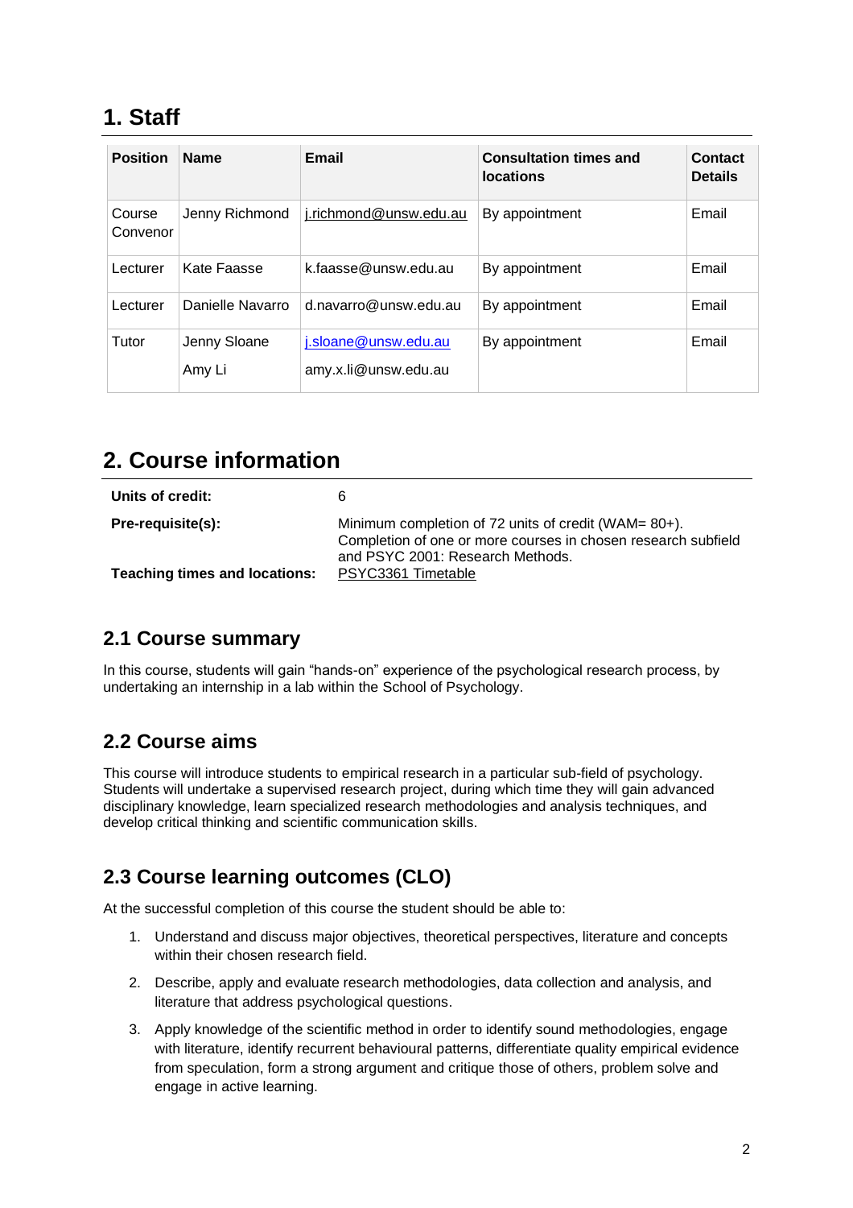# 1. Staff

| Position | Name | Email | Consultation times and locations | Contact Details |
|---|---|---|---|---|
| Course Convenor | Jenny Richmond | j.richmond@unsw.edu.au | By appointment | Email |
| Lecturer | Kate Faasse | k.faasse@unsw.edu.au | By appointment | Email |
| Lecturer | Danielle Navarro | d.navarro@unsw.edu.au | By appointment | Email |
| Tutor | Jenny Sloane<br>Amy Li | j.sloane@unsw.edu.au<br>amy.x.li@unsw.edu.au | By appointment | Email |

# 2. Course information

| | |
|---|---|
| **Units of credit:** | 6 |
| **Pre-requisite(s):** | Minimum completion of 72 units of credit (WAM= 80+). Completion of one or more courses in chosen research subfield and PSYC 2001: Research Methods. |
| **Teaching times and locations:** | PSYC3361 Timetable |

## 2.1 Course summary

In this course, students will gain "hands-on" experience of the psychological research process, by undertaking an internship in a lab within the School of Psychology.

## 2.2 Course aims

This course will introduce students to empirical research in a particular sub-field of psychology. Students will undertake a supervised research project, during which time they will gain advanced disciplinary knowledge, learn specialized research methodologies and analysis techniques, and develop critical thinking and scientific communication skills.

## 2.3 Course learning outcomes (CLO)

At the successful completion of this course the student should be able to:

1. Understand and discuss major objectives, theoretical perspectives, literature and concepts within their chosen research field.
2. Describe, apply and evaluate research methodologies, data collection and analysis, and literature that address psychological questions.
3. Apply knowledge of the scientific method in order to identify sound methodologies, engage with literature, identify recurrent behavioural patterns, differentiate quality empirical evidence from speculation, form a strong argument and critique those of others, problem solve and engage in active learning.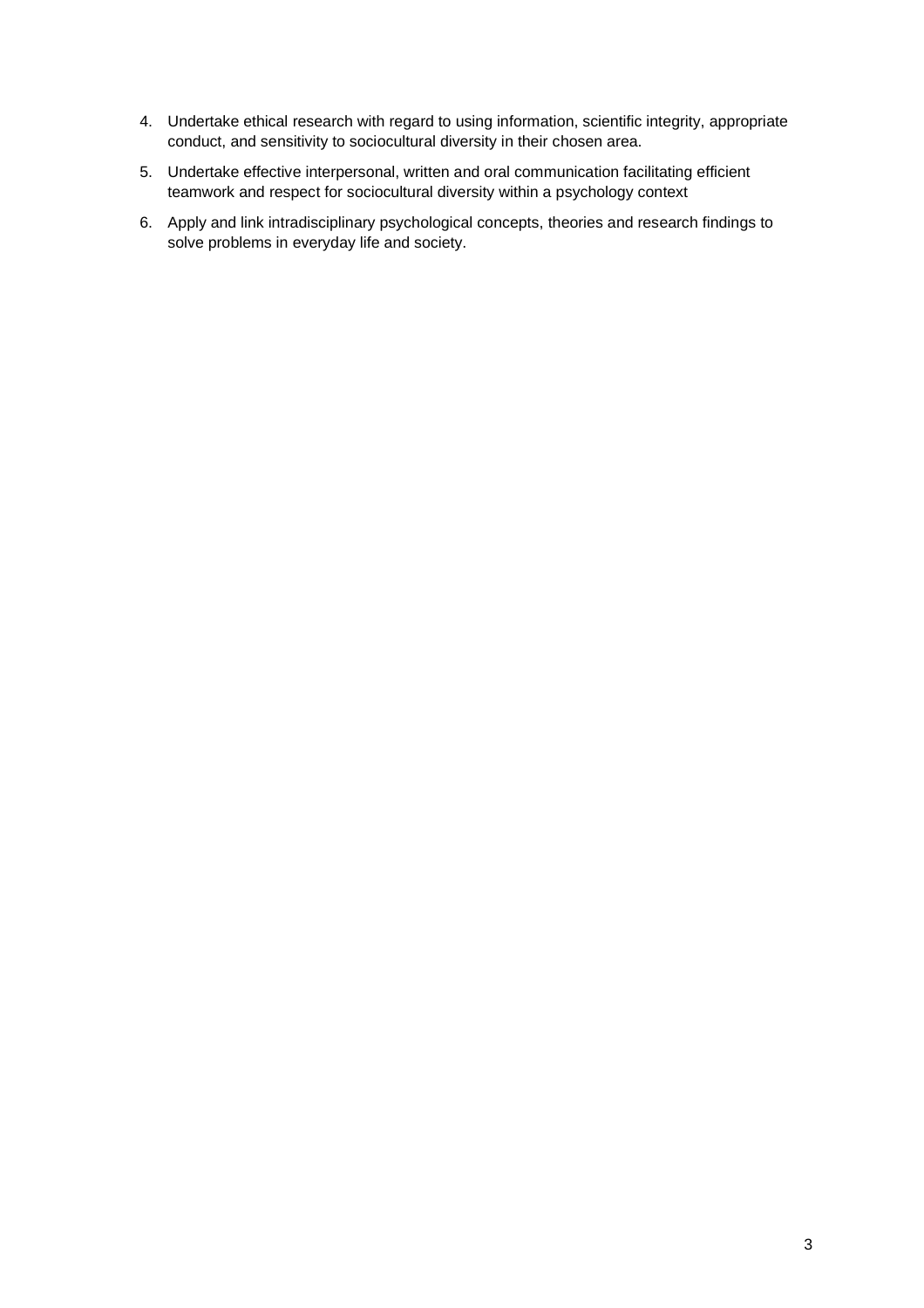4. Undertake ethical research with regard to using information, scientific integrity, appropriate conduct, and sensitivity to sociocultural diversity in their chosen area.
5. Undertake effective interpersonal, written and oral communication facilitating efficient teamwork and respect for sociocultural diversity within a psychology context
6. Apply and link intradisciplinary psychological concepts, theories and research findings to solve problems in everyday life and society.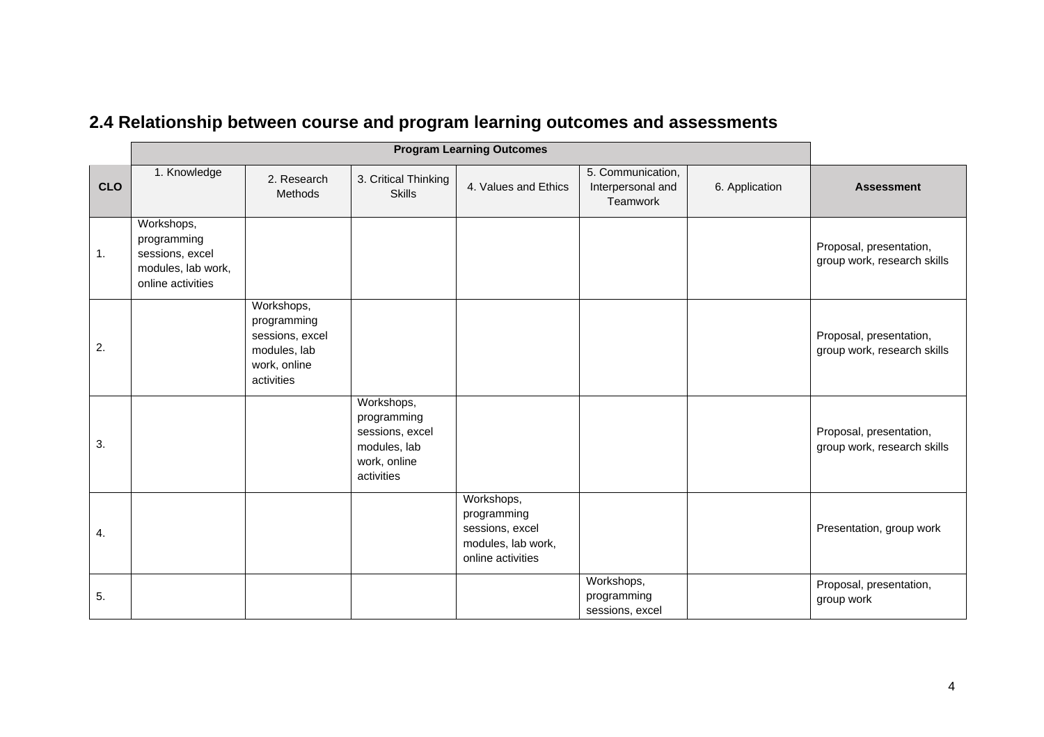## 2.4 Relationship between course and program learning outcomes and assessments

| | Program Learning Outcomes | | | | | | |
|---|---|---|---|---|---|---|---|
| **CLO** | 1. Knowledge | 2. Research Methods | 3. Critical Thinking Skills | 4. Values and Ethics | 5. Communication, Interpersonal and Teamwork | 6. Application | **Assessment** |
| 1. | Workshops, programming sessions, excel modules, lab work, online activities | | | | | | Proposal, presentation, group work, research skills |
| 2. | | Workshops, programming sessions, excel modules, lab work, online activities | | | | | Proposal, presentation, group work, research skills |
| 3. | | | Workshops, programming sessions, excel modules, lab work, online activities | | | | Proposal, presentation, group work, research skills |
| 4. | | | | Workshops, programming sessions, excel modules, lab work, online activities | | | Presentation, group work |
| 5. | | | | | Workshops, programming sessions, excel | | Proposal, presentation, group work |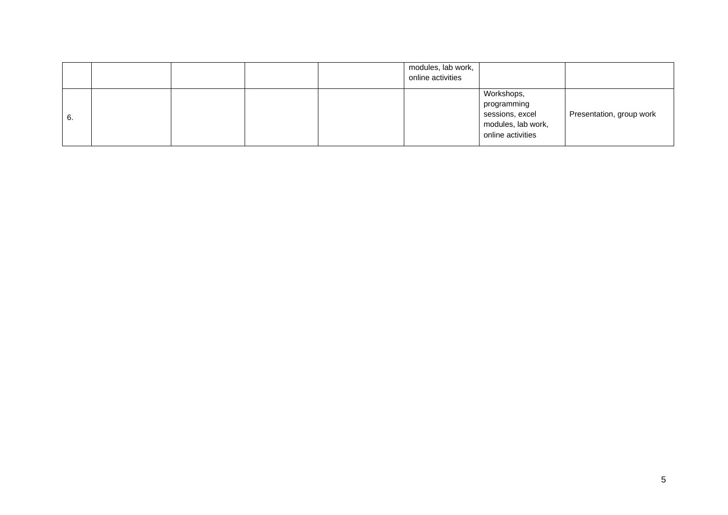| | | | | | | | |
|---|---|---|---|---|---|---|---|
| | | | | | modules, lab work, online activities | | |
| 6. | | | | | | Workshops, programming sessions, excel modules, lab work, online activities | Presentation, group work |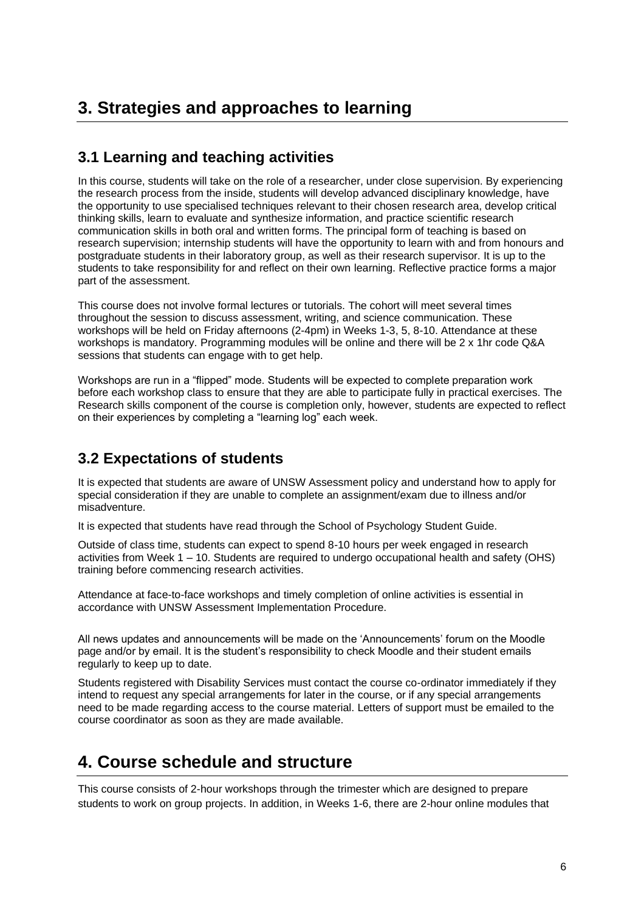# 3. Strategies and approaches to learning

## 3.1 Learning and teaching activities

In this course, students will take on the role of a researcher, under close supervision. By experiencing the research process from the inside, students will develop advanced disciplinary knowledge, have the opportunity to use specialised techniques relevant to their chosen research area, develop critical thinking skills, learn to evaluate and synthesize information, and practice scientific research communication skills in both oral and written forms. The principal form of teaching is based on research supervision; internship students will have the opportunity to learn with and from honours and postgraduate students in their laboratory group, as well as their research supervisor. It is up to the students to take responsibility for and reflect on their own learning. Reflective practice forms a major part of the assessment.

This course does not involve formal lectures or tutorials. The cohort will meet several times throughout the session to discuss assessment, writing, and science communication. These workshops will be held on Friday afternoons (2-4pm) in Weeks 1-3, 5, 8-10. Attendance at these workshops is mandatory. Programming modules will be online and there will be 2 x 1hr code Q&A sessions that students can engage with to get help.

Workshops are run in a "flipped" mode. Students will be expected to complete preparation work before each workshop class to ensure that they are able to participate fully in practical exercises. The Research skills component of the course is completion only, however, students are expected to reflect on their experiences by completing a "learning log" each week.

## 3.2 Expectations of students

It is expected that students are aware of UNSW Assessment policy and understand how to apply for special consideration if they are unable to complete an assignment/exam due to illness and/or misadventure.

It is expected that students have read through the School of Psychology Student Guide.

Outside of class time, students can expect to spend 8-10 hours per week engaged in research activities from Week 1 – 10. Students are required to undergo occupational health and safety (OHS) training before commencing research activities.

Attendance at face-to-face workshops and timely completion of online activities is essential in accordance with UNSW Assessment Implementation Procedure.

All news updates and announcements will be made on the 'Announcements' forum on the Moodle page and/or by email. It is the student's responsibility to check Moodle and their student emails regularly to keep up to date.

Students registered with Disability Services must contact the course co-ordinator immediately if they intend to request any special arrangements for later in the course, or if any special arrangements need to be made regarding access to the course material. Letters of support must be emailed to the course coordinator as soon as they are made available.

# 4. Course schedule and structure

This course consists of 2-hour workshops through the trimester which are designed to prepare students to work on group projects. In addition, in Weeks 1-6, there are 2-hour online modules that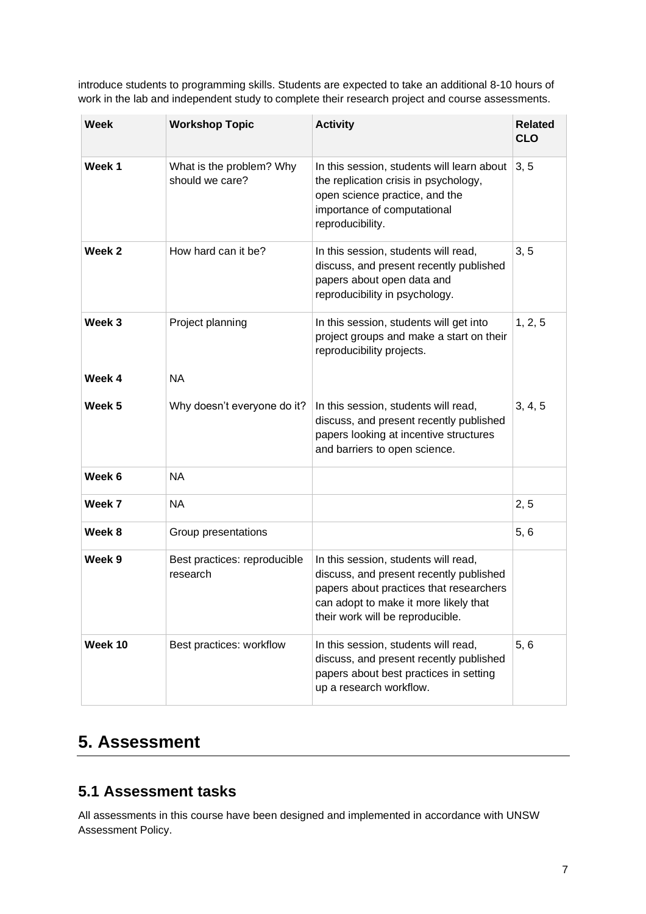introduce students to programming skills. Students are expected to take an additional 8-10 hours of work in the lab and independent study to complete their research project and course assessments.

| Week | Workshop Topic | Activity | Related CLO |
|---|---|---|---|
| Week 1 | What is the problem? Why should we care? | In this session, students will learn about the replication crisis in psychology, open science practice, and the importance of computational reproducibility. | 3, 5 |
| Week 2 | How hard can it be? | In this session, students will read, discuss, and present recently published papers about open data and reproducibility in psychology. | 3, 5 |
| Week 3 | Project planning | In this session, students will get into project groups and make a start on their reproducibility projects. | 1, 2, 5 |
| Week 4 | NA | | |
| Week 5 | Why doesn't everyone do it? | In this session, students will read, discuss, and present recently published papers looking at incentive structures and barriers to open science. | 3, 4, 5 |
| Week 6 | NA | | |
| Week 7 | NA | | 2, 5 |
| Week 8 | Group presentations | | 5, 6 |
| Week 9 | Best practices: reproducible research | In this session, students will read, discuss, and present recently published papers about practices that researchers can adopt to make it more likely that their work will be reproducible. | |
| Week 10 | Best practices: workflow | In this session, students will read, discuss, and present recently published papers about best practices in setting up a research workflow. | 5, 6 |

# 5. Assessment

## 5.1 Assessment tasks

All assessments in this course have been designed and implemented in accordance with UNSW Assessment Policy.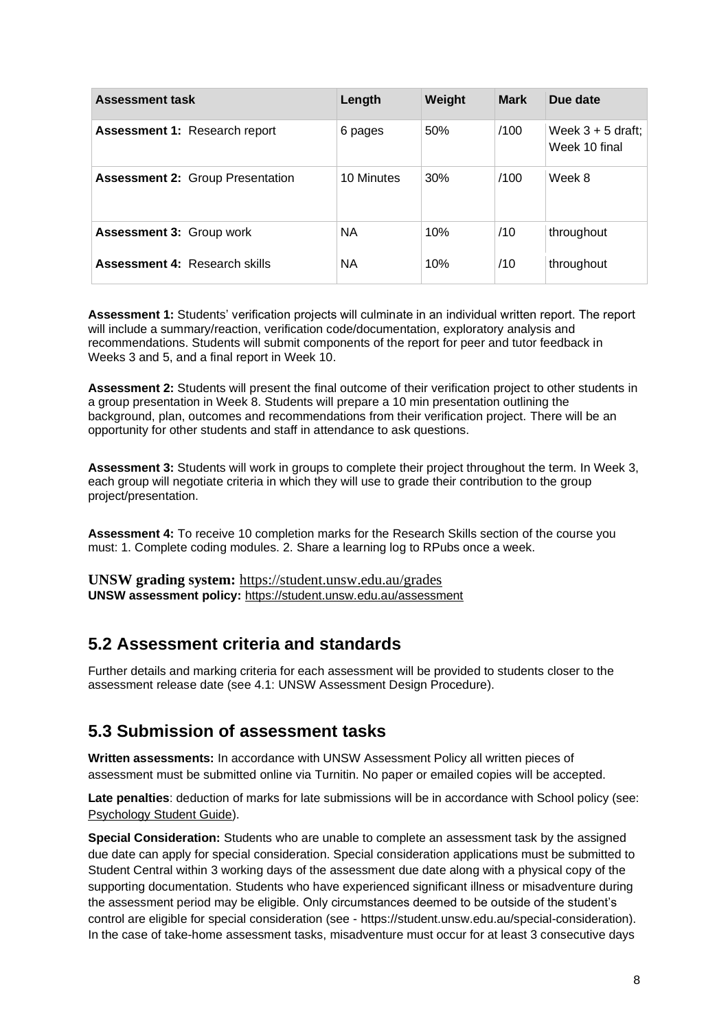| Assessment task | Length | Weight | Mark | Due date |
|---|---|---|---|---|
| **Assessment 1:** Research report | 6 pages | 50% | /100 | Week 3 + 5 draft; Week 10 final |
| **Assessment 2:** Group Presentation | 10 Minutes | 30% | /100 | Week 8 |
| **Assessment 3:** Group work | NA | 10% | /10 | throughout |
| **Assessment 4:** Research skills | NA | 10% | /10 | throughout |

**Assessment 1:** Students' verification projects will culminate in an individual written report. The report will include a summary/reaction, verification code/documentation, exploratory analysis and recommendations. Students will submit components of the report for peer and tutor feedback in Weeks 3 and 5, and a final report in Week 10.

**Assessment 2:** Students will present the final outcome of their verification project to other students in a group presentation in Week 8. Students will prepare a 10 min presentation outlining the background, plan, outcomes and recommendations from their verification project. There will be an opportunity for other students and staff in attendance to ask questions.

**Assessment 3:** Students will work in groups to complete their project throughout the term. In Week 3, each group will negotiate criteria in which they will use to grade their contribution to the group project/presentation.

**Assessment 4:** To receive 10 completion marks for the Research Skills section of the course you must: 1. Complete coding modules. 2. Share a learning log to RPubs once a week.

**UNSW grading system:** https://student.unsw.edu.au/grades
**UNSW assessment policy:** https://student.unsw.edu.au/assessment

## 5.2 Assessment criteria and standards

Further details and marking criteria for each assessment will be provided to students closer to the assessment release date (see 4.1: UNSW Assessment Design Procedure).

## 5.3 Submission of assessment tasks

**Written assessments:** In accordance with UNSW Assessment Policy all written pieces of assessment must be submitted online via Turnitin. No paper or emailed copies will be accepted.

**Late penalties**: deduction of marks for late submissions will be in accordance with School policy (see: Psychology Student Guide).

**Special Consideration:** Students who are unable to complete an assessment task by the assigned due date can apply for special consideration. Special consideration applications must be submitted to Student Central within 3 working days of the assessment due date along with a physical copy of the supporting documentation. Students who have experienced significant illness or misadventure during the assessment period may be eligible. Only circumstances deemed to be outside of the student's control are eligible for special consideration (see - https://student.unsw.edu.au/special-consideration). In the case of take-home assessment tasks, misadventure must occur for at least 3 consecutive days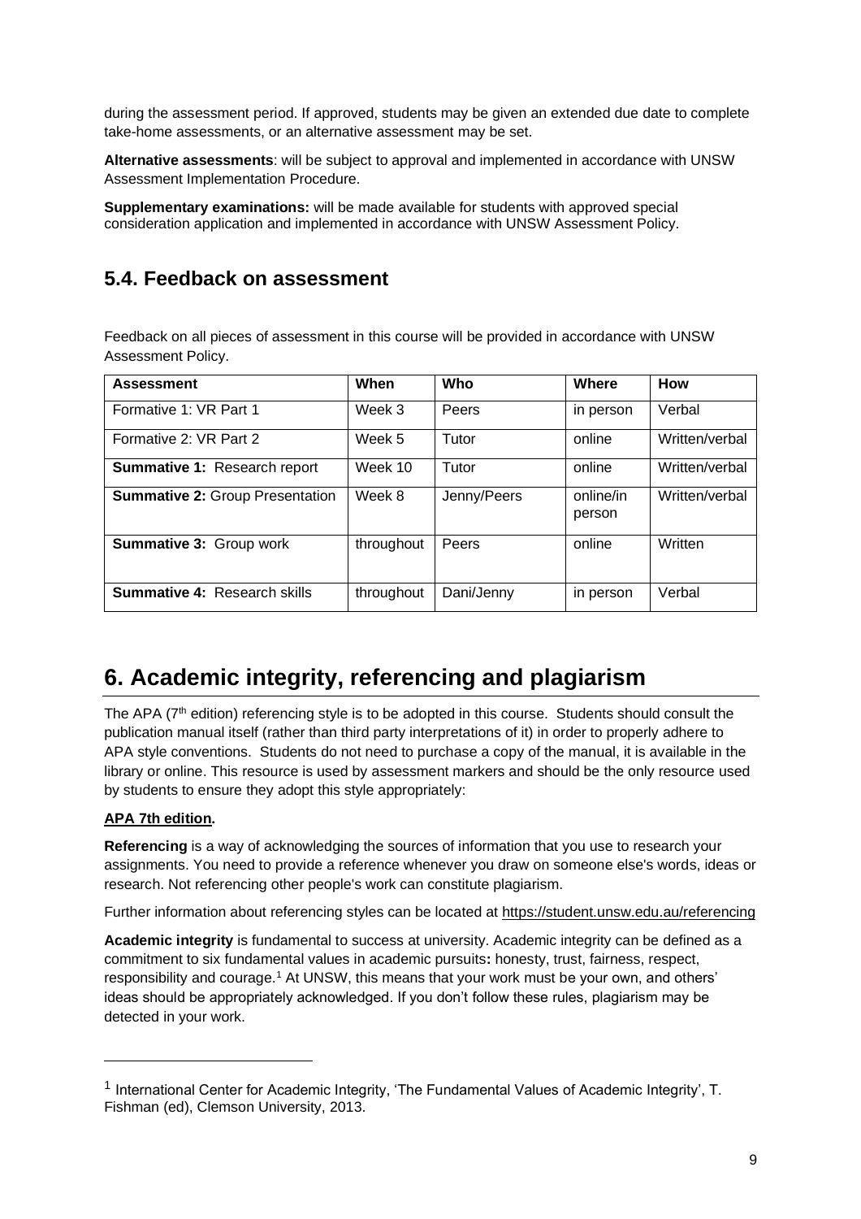during the assessment period. If approved, students may be given an extended due date to complete take-home assessments, or an alternative assessment may be set.

**Alternative assessments**: will be subject to approval and implemented in accordance with UNSW Assessment Implementation Procedure.

**Supplementary examinations:** will be made available for students with approved special consideration application and implemented in accordance with UNSW Assessment Policy.

## 5.4. Feedback on assessment

Feedback on all pieces of assessment in this course will be provided in accordance with UNSW Assessment Policy.

| Assessment | When | Who | Where | How |
|---|---|---|---|---|
| Formative 1: VR Part 1 | Week 3 | Peers | in person | Verbal |
| Formative 2: VR Part 2 | Week 5 | Tutor | online | Written/verbal |
| **Summative 1:** Research report | Week 10 | Tutor | online | Written/verbal |
| **Summative 2:** Group Presentation | Week 8 | Jenny/Peers | online/in person | Written/verbal |
| **Summative 3:** Group work | throughout | Peers | online | Written |
| **Summative 4:** Research skills | throughout | Dani/Jenny | in person | Verbal |

# 6. Academic integrity, referencing and plagiarism

The APA (7th edition) referencing style is to be adopted in this course. Students should consult the publication manual itself (rather than third party interpretations of it) in order to properly adhere to APA style conventions. Students do not need to purchase a copy of the manual, it is available in the library or online. This resource is used by assessment markers and should be the only resource used by students to ensure they adopt this style appropriately:

**APA 7th edition.**

**Referencing** is a way of acknowledging the sources of information that you use to research your assignments. You need to provide a reference whenever you draw on someone else's words, ideas or research. Not referencing other people's work can constitute plagiarism.

Further information about referencing styles can be located at https://student.unsw.edu.au/referencing

**Academic integrity** is fundamental to success at university. Academic integrity can be defined as a commitment to six fundamental values in academic pursuits**:** honesty, trust, fairness, respect, responsibility and courage.[1] At UNSW, this means that your work must be your own, and others' ideas should be appropriately acknowledged. If you don't follow these rules, plagiarism may be detected in your work.

---

[1] International Center for Academic Integrity, 'The Fundamental Values of Academic Integrity', T. Fishman (ed), Clemson University, 2013.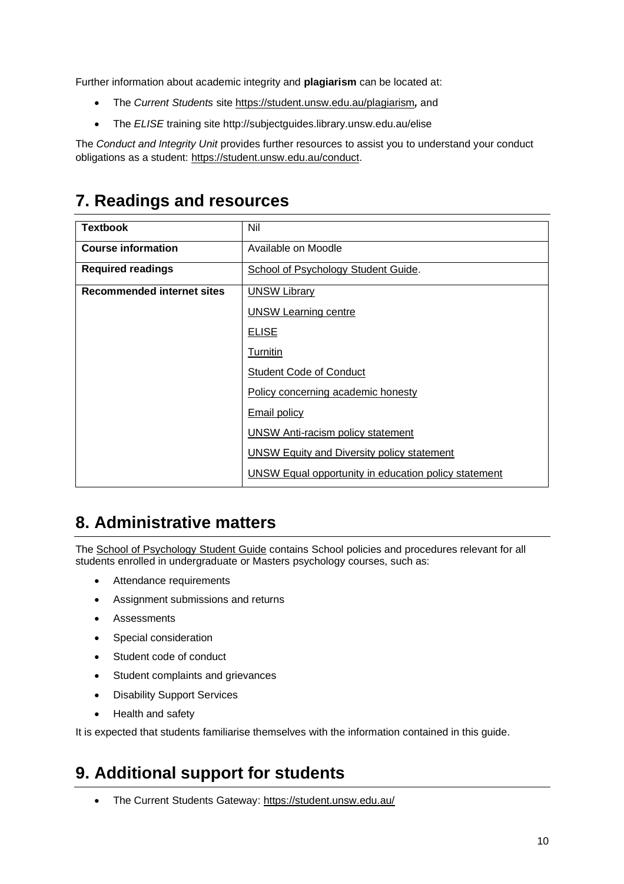Further information about academic integrity and **plagiarism** can be located at:

- The *Current Students* site https://student.unsw.edu.au/plagiarism**,** and
- The *ELISE* training site http://subjectguides.library.unsw.edu.au/elise

The *Conduct and Integrity Unit* provides further resources to assist you to understand your conduct obligations as a student: https://student.unsw.edu.au/conduct.

# 7. Readings and resources

| **Textbook** | Nil |
|---|---|
| **Course information** | Available on Moodle |
| **Required readings** | School of Psychology Student Guide. |
| **Recommended internet sites** | UNSW Library<br>UNSW Learning centre<br>ELISE<br>Turnitin<br>Student Code of Conduct<br>Policy concerning academic honesty<br>Email policy<br>UNSW Anti-racism policy statement<br>UNSW Equity and Diversity policy statement<br>UNSW Equal opportunity in education policy statement |

# 8. Administrative matters

The School of Psychology Student Guide contains School policies and procedures relevant for all students enrolled in undergraduate or Masters psychology courses, such as:

- Attendance requirements
- Assignment submissions and returns
- Assessments
- Special consideration
- Student code of conduct
- Student complaints and grievances
- Disability Support Services
- Health and safety

It is expected that students familiarise themselves with the information contained in this guide.

# 9. Additional support for students

- The Current Students Gateway: https://student.unsw.edu.au/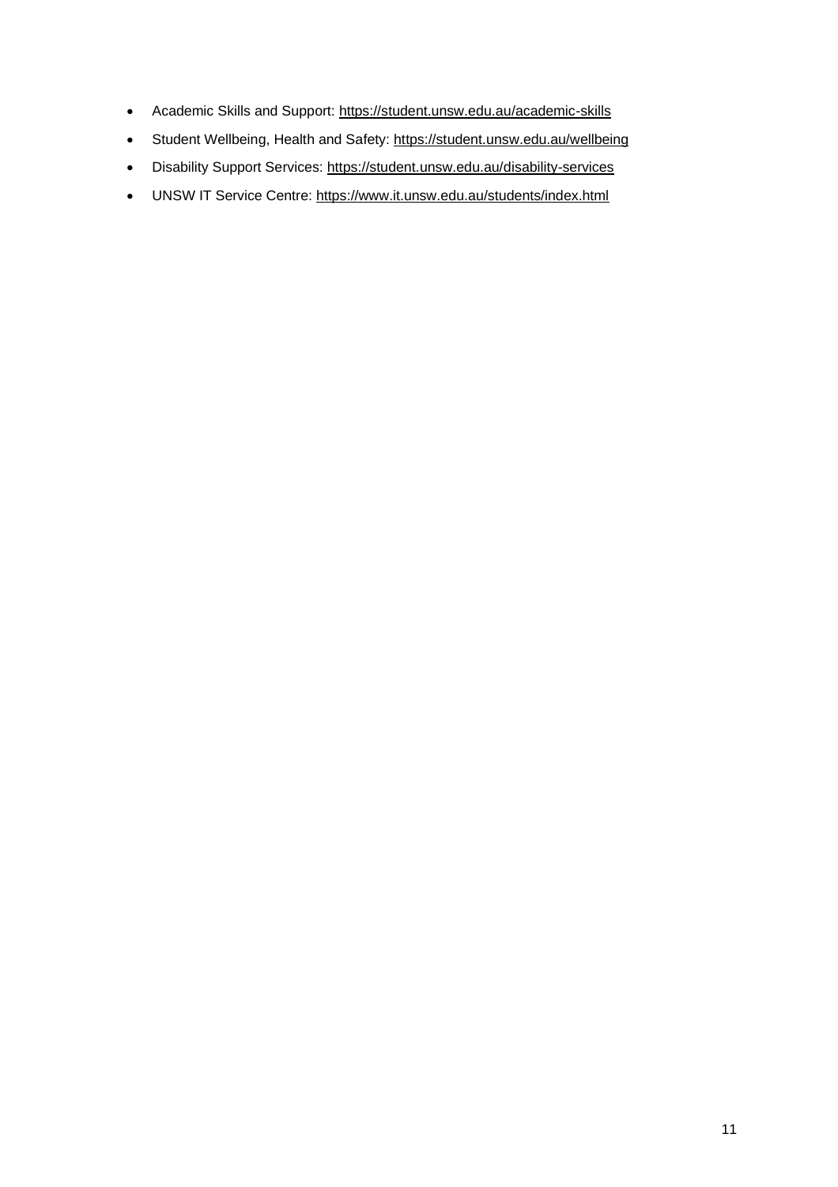- Academic Skills and Support: https://student.unsw.edu.au/academic-skills
- Student Wellbeing, Health and Safety: https://student.unsw.edu.au/wellbeing
- Disability Support Services: https://student.unsw.edu.au/disability-services
- UNSW IT Service Centre: https://www.it.unsw.edu.au/students/index.html